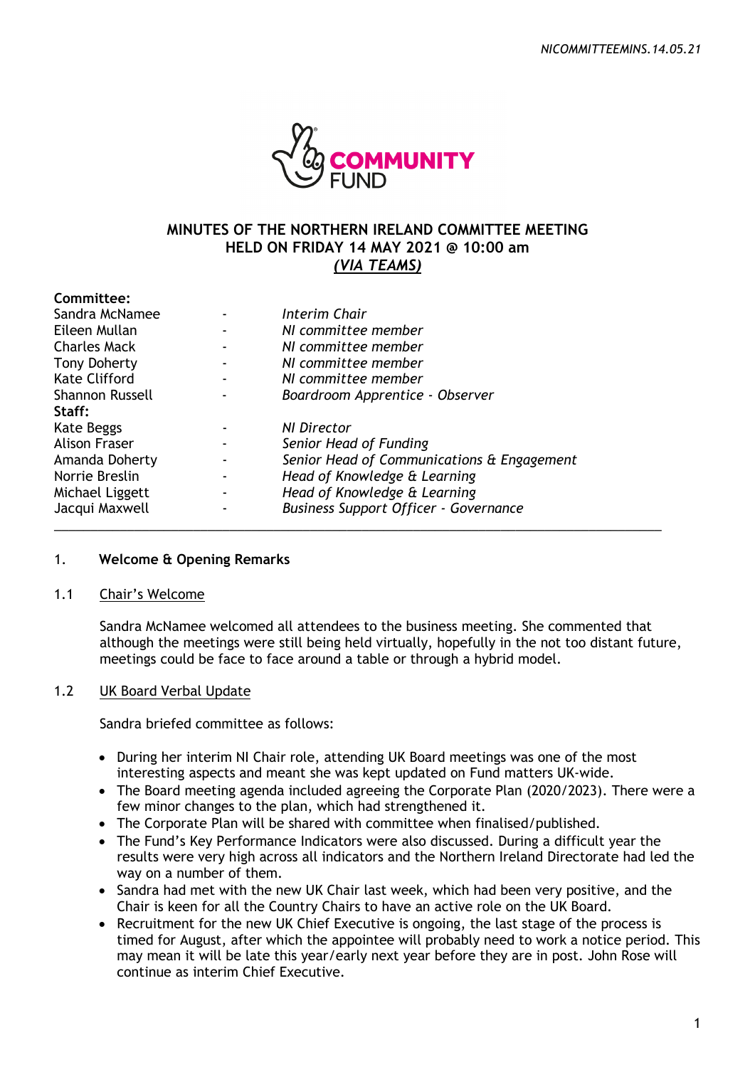# MINUTES OF THE NORTHERN IRELAND COMMITTEE MEETING HELD ON FRIDAY 14 MAY 2021 @ 10:00 am

***(VIA TEAMS)***

| | | |
|---|---|---|
| **Committee:** | | |
| Sandra McNamee | - | *Interim Chair* |
| Eileen Mullan | - | *NI committee member* |
| Charles Mack | - | *NI committee member* |
| Tony Doherty | - | *NI committee member* |
| Kate Clifford | - | *NI committee member* |
| Shannon Russell | - | *Boardroom Apprentice - Observer* |
| **Staff:** | | |
| Kate Beggs | - | *NI Director* |
| Alison Fraser | - | *Senior Head of Funding* |
| Amanda Doherty | - | *Senior Head of Communications & Engagement* |
| Norrie Breslin | - | *Head of Knowledge & Learning* |
| Michael Liggett | - | *Head of Knowledge & Learning* |
| Jacqui Maxwell | - | *Business Support Officer - Governance* |

## 1. Welcome & Opening Remarks

### 1.1 Chair's Welcome

Sandra McNamee welcomed all attendees to the business meeting. She commented that although the meetings were still being held virtually, hopefully in the not too distant future, meetings could be face to face around a table or through a hybrid model.

### 1.2 UK Board Verbal Update

Sandra briefed committee as follows:

- During her interim NI Chair role, attending UK Board meetings was one of the most interesting aspects and meant she was kept updated on Fund matters UK-wide.
- The Board meeting agenda included agreeing the Corporate Plan (2020/2023). There were a few minor changes to the plan, which had strengthened it.
- The Corporate Plan will be shared with committee when finalised/published.
- The Fund's Key Performance Indicators were also discussed. During a difficult year the results were very high across all indicators and the Northern Ireland Directorate had led the way on a number of them.
- Sandra had met with the new UK Chair last week, which had been very positive, and the Chair is keen for all the Country Chairs to have an active role on the UK Board.
- Recruitment for the new UK Chief Executive is ongoing, the last stage of the process is timed for August, after which the appointee will probably need to work a notice period. This may mean it will be late this year/early next year before they are in post. John Rose will continue as interim Chief Executive.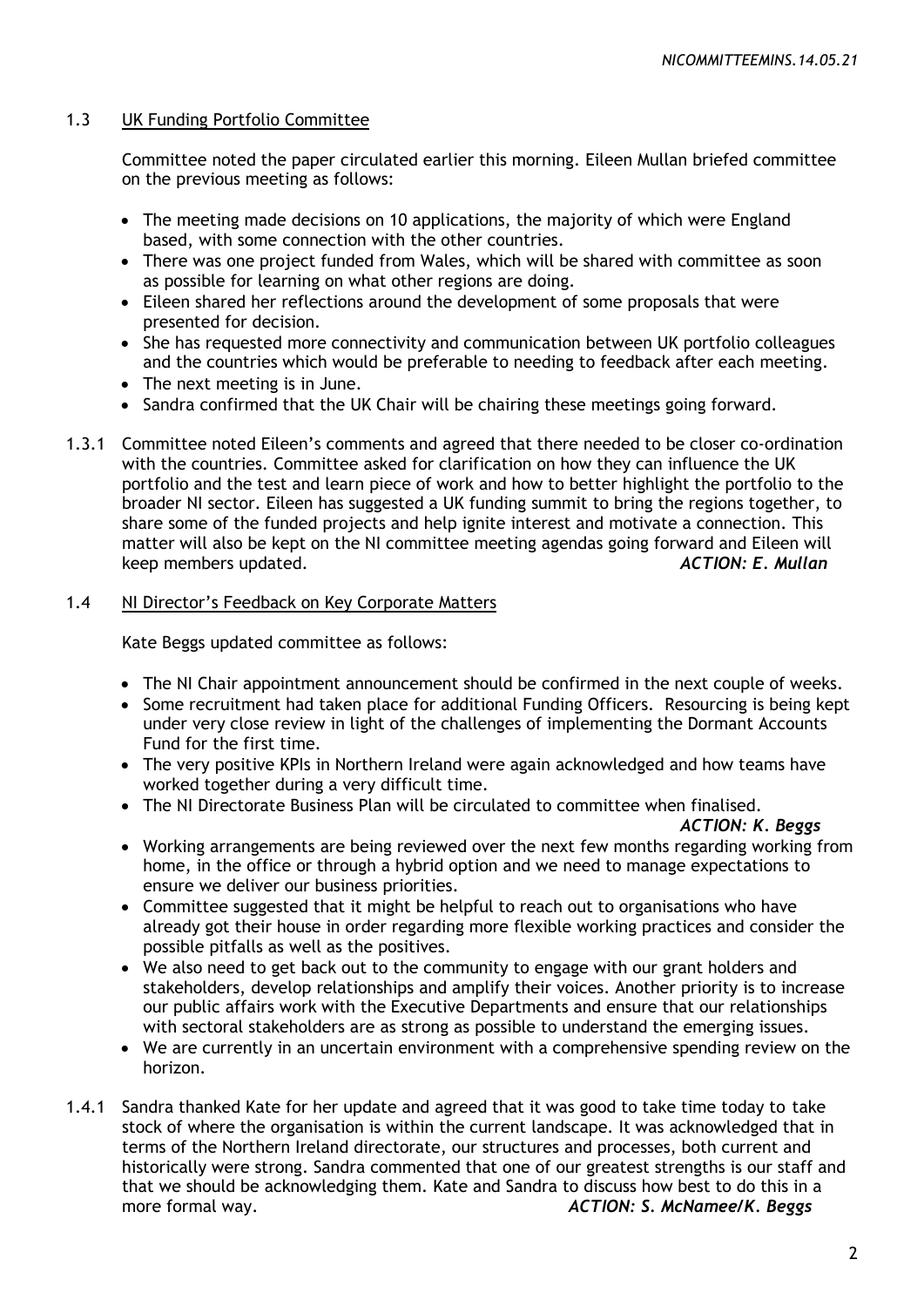## 1.3 UK Funding Portfolio Committee

Committee noted the paper circulated earlier this morning. Eileen Mullan briefed committee on the previous meeting as follows:

- The meeting made decisions on 10 applications, the majority of which were England based, with some connection with the other countries.
- There was one project funded from Wales, which will be shared with committee as soon as possible for learning on what other regions are doing.
- Eileen shared her reflections around the development of some proposals that were presented for decision.
- She has requested more connectivity and communication between UK portfolio colleagues and the countries which would be preferable to needing to feedback after each meeting.
- The next meeting is in June.
- Sandra confirmed that the UK Chair will be chairing these meetings going forward.

1.3.1 Committee noted Eileen's comments and agreed that there needed to be closer co-ordination with the countries. Committee asked for clarification on how they can influence the UK portfolio and the test and learn piece of work and how to better highlight the portfolio to the broader NI sector. Eileen has suggested a UK funding summit to bring the regions together, to share some of the funded projects and help ignite interest and motivate a connection. This matter will also be kept on the NI committee meeting agendas going forward and Eileen will keep members updated. ***ACTION: E. Mullan***

## 1.4 NI Director's Feedback on Key Corporate Matters

Kate Beggs updated committee as follows:

- The NI Chair appointment announcement should be confirmed in the next couple of weeks.
- Some recruitment had taken place for additional Funding Officers. Resourcing is being kept under very close review in light of the challenges of implementing the Dormant Accounts Fund for the first time.
- The very positive KPIs in Northern Ireland were again acknowledged and how teams have worked together during a very difficult time.
- The NI Directorate Business Plan will be circulated to committee when finalised. ***ACTION: K. Beggs***
- Working arrangements are being reviewed over the next few months regarding working from home, in the office or through a hybrid option and we need to manage expectations to ensure we deliver our business priorities.
- Committee suggested that it might be helpful to reach out to organisations who have already got their house in order regarding more flexible working practices and consider the possible pitfalls as well as the positives.
- We also need to get back out to the community to engage with our grant holders and stakeholders, develop relationships and amplify their voices. Another priority is to increase our public affairs work with the Executive Departments and ensure that our relationships with sectoral stakeholders are as strong as possible to understand the emerging issues.
- We are currently in an uncertain environment with a comprehensive spending review on the horizon.

1.4.1 Sandra thanked Kate for her update and agreed that it was good to take time today to take stock of where the organisation is within the current landscape. It was acknowledged that in terms of the Northern Ireland directorate, our structures and processes, both current and historically were strong. Sandra commented that one of our greatest strengths is our staff and that we should be acknowledging them. Kate and Sandra to discuss how best to do this in a more formal way. ***ACTION: S. McNamee/K. Beggs***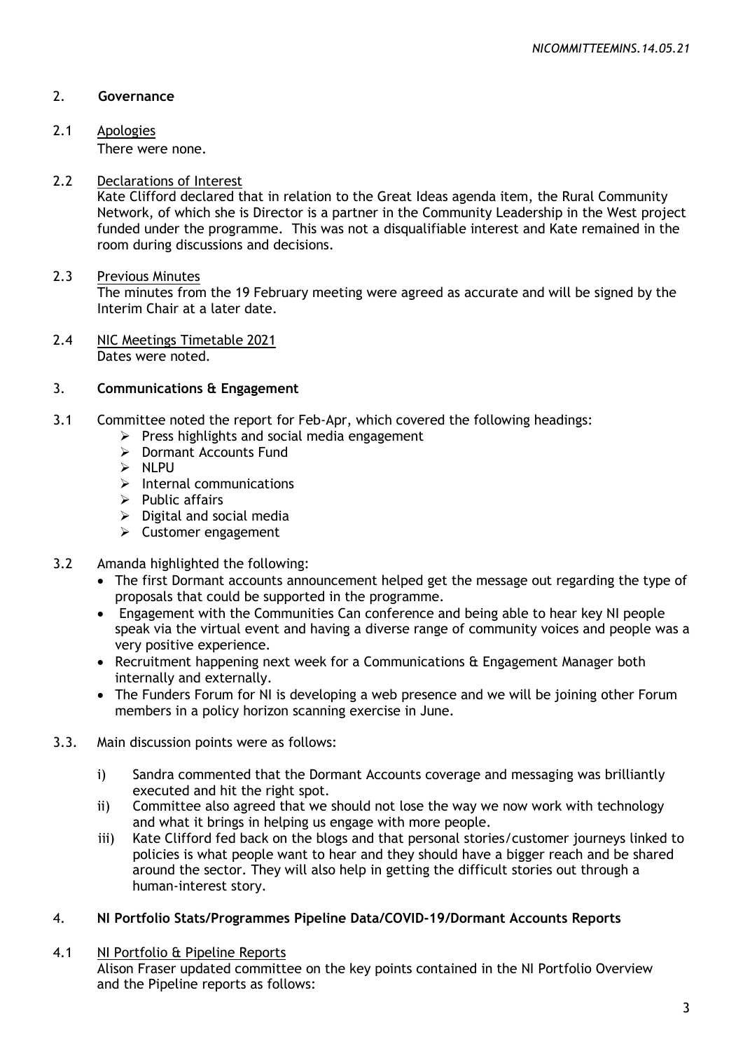## 2. Governance

### 2.1 Apologies

There were none.

### 2.2 Declarations of Interest

Kate Clifford declared that in relation to the Great Ideas agenda item, the Rural Community Network, of which she is Director is a partner in the Community Leadership in the West project funded under the programme. This was not a disqualifiable interest and Kate remained in the room during discussions and decisions.

### 2.3 Previous Minutes

The minutes from the 19 February meeting were agreed as accurate and will be signed by the Interim Chair at a later date.

### 2.4 NIC Meetings Timetable 2021

Dates were noted.

## 3. Communications & Engagement

3.1 Committee noted the report for Feb-Apr, which covered the following headings:

- Press highlights and social media engagement
- Dormant Accounts Fund
- NLPU
- Internal communications
- Public affairs
- Digital and social media
- Customer engagement

3.2 Amanda highlighted the following:

- The first Dormant accounts announcement helped get the message out regarding the type of proposals that could be supported in the programme.
- Engagement with the Communities Can conference and being able to hear key NI people speak via the virtual event and having a diverse range of community voices and people was a very positive experience.
- Recruitment happening next week for a Communications & Engagement Manager both internally and externally.
- The Funders Forum for NI is developing a web presence and we will be joining other Forum members in a policy horizon scanning exercise in June.

3.3. Main discussion points were as follows:

i) Sandra commented that the Dormant Accounts coverage and messaging was brilliantly executed and hit the right spot.

ii) Committee also agreed that we should not lose the way we now work with technology and what it brings in helping us engage with more people.

iii) Kate Clifford fed back on the blogs and that personal stories/customer journeys linked to policies is what people want to hear and they should have a bigger reach and be shared around the sector. They will also help in getting the difficult stories out through a human-interest story.

## 4. NI Portfolio Stats/Programmes Pipeline Data/COVID-19/Dormant Accounts Reports

### 4.1 NI Portfolio & Pipeline Reports

Alison Fraser updated committee on the key points contained in the NI Portfolio Overview and the Pipeline reports as follows: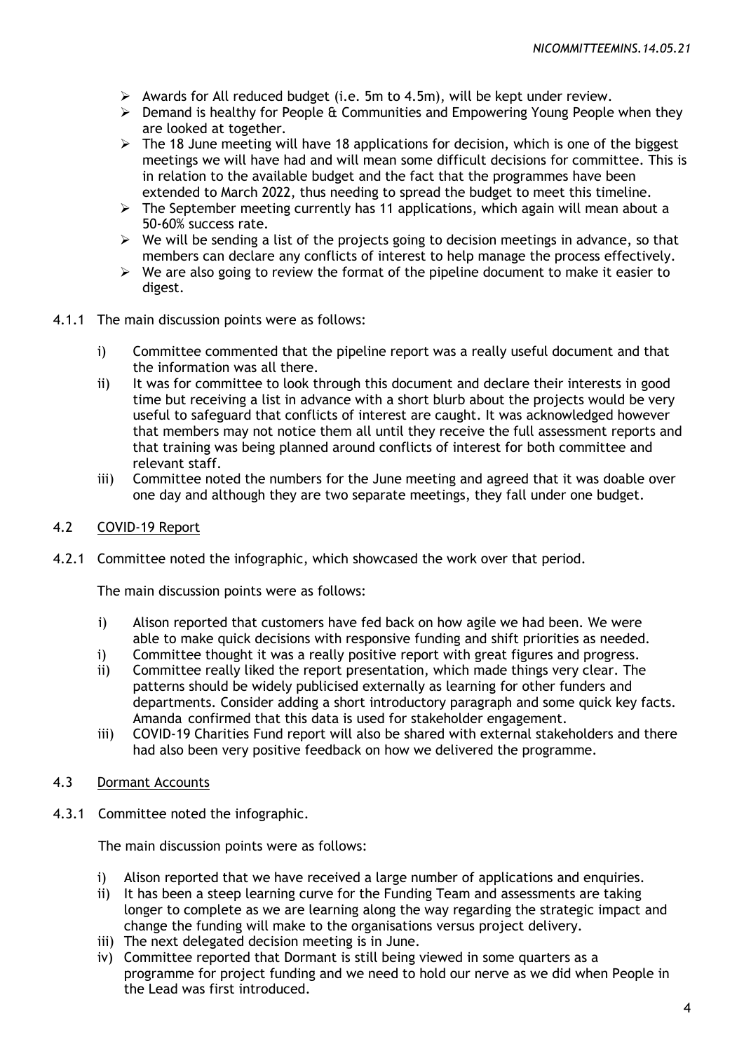- Awards for All reduced budget (i.e. 5m to 4.5m), will be kept under review.
- Demand is healthy for People & Communities and Empowering Young People when they are looked at together.
- The 18 June meeting will have 18 applications for decision, which is one of the biggest meetings we will have had and will mean some difficult decisions for committee. This is in relation to the available budget and the fact that the programmes have been extended to March 2022, thus needing to spread the budget to meet this timeline.
- The September meeting currently has 11 applications, which again will mean about a 50-60% success rate.
- We will be sending a list of the projects going to decision meetings in advance, so that members can declare any conflicts of interest to help manage the process effectively.
- We are also going to review the format of the pipeline document to make it easier to digest.

4.1.1 The main discussion points were as follows:

i) Committee commented that the pipeline report was a really useful document and that the information was all there.

ii) It was for committee to look through this document and declare their interests in good time but receiving a list in advance with a short blurb about the projects would be very useful to safeguard that conflicts of interest are caught. It was acknowledged however that members may not notice them all until they receive the full assessment reports and that training was being planned around conflicts of interest for both committee and relevant staff.

iii) Committee noted the numbers for the June meeting and agreed that it was doable over one day and although they are two separate meetings, they fall under one budget.

4.2 COVID-19 Report

4.2.1 Committee noted the infographic, which showcased the work over that period.

The main discussion points were as follows:

i) Alison reported that customers have fed back on how agile we had been. We were able to make quick decisions with responsive funding and shift priorities as needed.

i) Committee thought it was a really positive report with great figures and progress.

ii) Committee really liked the report presentation, which made things very clear. The patterns should be widely publicised externally as learning for other funders and departments. Consider adding a short introductory paragraph and some quick key facts. Amanda confirmed that this data is used for stakeholder engagement.

iii) COVID-19 Charities Fund report will also be shared with external stakeholders and there had also been very positive feedback on how we delivered the programme.

4.3 Dormant Accounts

4.3.1 Committee noted the infographic.

The main discussion points were as follows:

i) Alison reported that we have received a large number of applications and enquiries.

ii) It has been a steep learning curve for the Funding Team and assessments are taking longer to complete as we are learning along the way regarding the strategic impact and change the funding will make to the organisations versus project delivery.

iii) The next delegated decision meeting is in June.

iv) Committee reported that Dormant is still being viewed in some quarters as a programme for project funding and we need to hold our nerve as we did when People in the Lead was first introduced.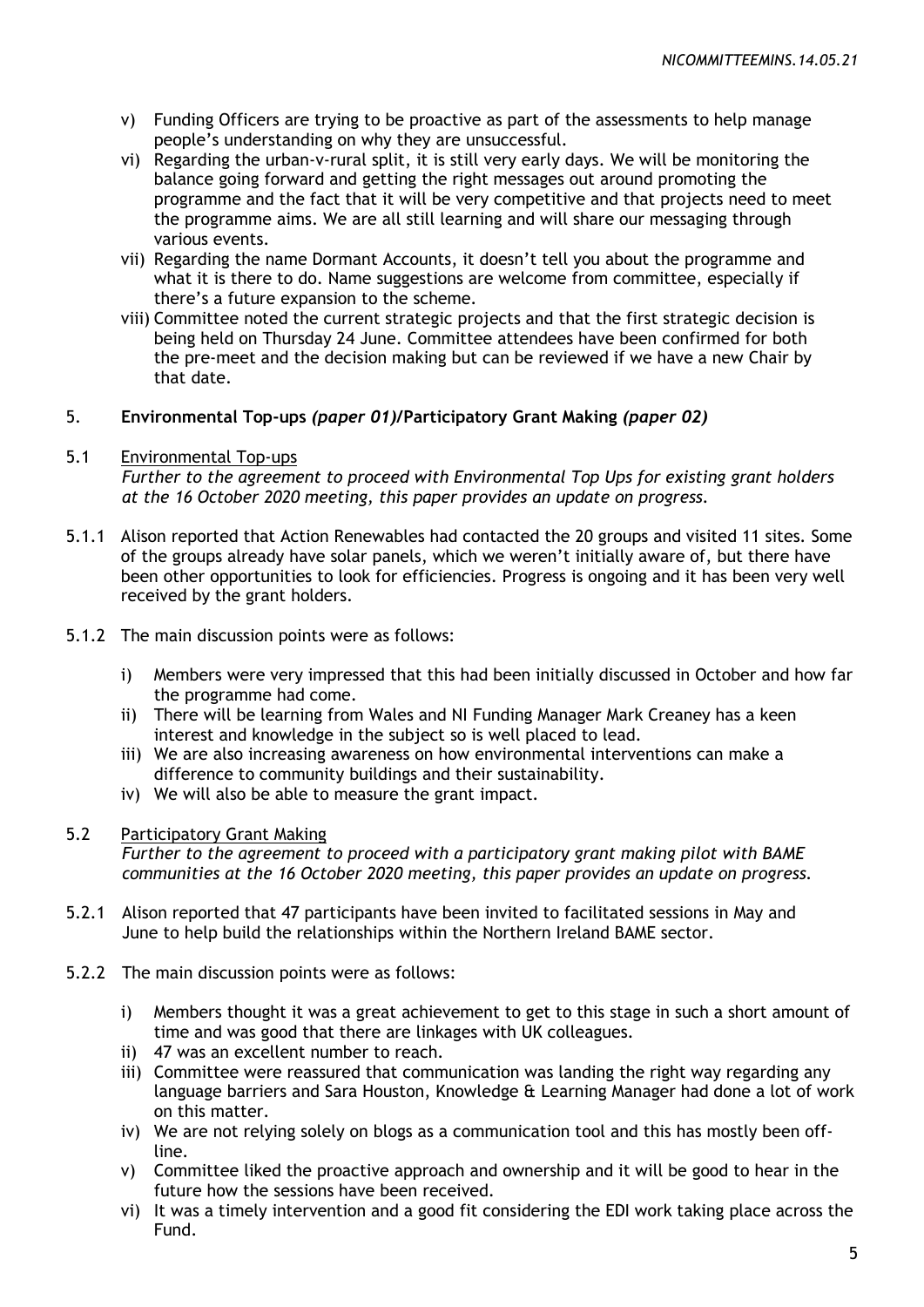v) Funding Officers are trying to be proactive as part of the assessments to help manage people's understanding on why they are unsuccessful.
vi) Regarding the urban-v-rural split, it is still very early days. We will be monitoring the balance going forward and getting the right messages out around promoting the programme and the fact that it will be very competitive and that projects need to meet the programme aims. We are all still learning and will share our messaging through various events.
vii) Regarding the name Dormant Accounts, it doesn't tell you about the programme and what it is there to do. Name suggestions are welcome from committee, especially if there's a future expansion to the scheme.
viii) Committee noted the current strategic projects and that the first strategic decision is being held on Thursday 24 June. Committee attendees have been confirmed for both the pre-meet and the decision making but can be reviewed if we have a new Chair by that date.

5. **Environmental Top-ups** *(paper 01)*/**Participatory Grant Making** *(paper 02)*

5.1 Environmental Top-ups

*Further to the agreement to proceed with Environmental Top Ups for existing grant holders at the 16 October 2020 meeting, this paper provides an update on progress.*

5.1.1 Alison reported that Action Renewables had contacted the 20 groups and visited 11 sites. Some of the groups already have solar panels, which we weren't initially aware of, but there have been other opportunities to look for efficiencies. Progress is ongoing and it has been very well received by the grant holders.

5.1.2 The main discussion points were as follows:

i) Members were very impressed that this had been initially discussed in October and how far the programme had come.
ii) There will be learning from Wales and NI Funding Manager Mark Creaney has a keen interest and knowledge in the subject so is well placed to lead.
iii) We are also increasing awareness on how environmental interventions can make a difference to community buildings and their sustainability.
iv) We will also be able to measure the grant impact.

5.2 Participatory Grant Making

*Further to the agreement to proceed with a participatory grant making pilot with BAME communities at the 16 October 2020 meeting, this paper provides an update on progress.*

5.2.1 Alison reported that 47 participants have been invited to facilitated sessions in May and June to help build the relationships within the Northern Ireland BAME sector.

5.2.2 The main discussion points were as follows:

i) Members thought it was a great achievement to get to this stage in such a short amount of time and was good that there are linkages with UK colleagues.
ii) 47 was an excellent number to reach.
iii) Committee were reassured that communication was landing the right way regarding any language barriers and Sara Houston, Knowledge & Learning Manager had done a lot of work on this matter.
iv) We are not relying solely on blogs as a communication tool and this has mostly been off-line.
v) Committee liked the proactive approach and ownership and it will be good to hear in the future how the sessions have been received.
vi) It was a timely intervention and a good fit considering the EDI work taking place across the Fund.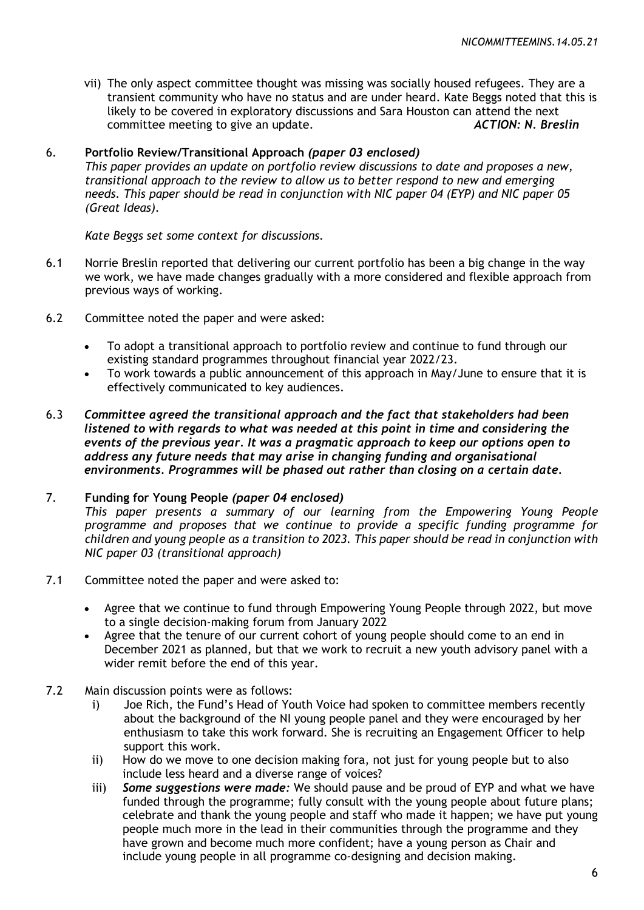vii) The only aspect committee thought was missing was socially housed refugees. They are a transient community who have no status and are under heard. Kate Beggs noted that this is likely to be covered in exploratory discussions and Sara Houston can attend the next committee meeting to give an update. ***ACTION: N. Breslin***

6. **Portfolio Review/Transitional Approach** ***(paper 03 enclosed)***

*This paper provides an update on portfolio review discussions to date and proposes a new, transitional approach to the review to allow us to better respond to new and emerging needs. This paper should be read in conjunction with NIC paper 04 (EYP) and NIC paper 05 (Great Ideas).*

*Kate Beggs set some context for discussions.*

6.1 Norrie Breslin reported that delivering our current portfolio has been a big change in the way we work, we have made changes gradually with a more considered and flexible approach from previous ways of working.

6.2 Committee noted the paper and were asked:

- To adopt a transitional approach to portfolio review and continue to fund through our existing standard programmes throughout financial year 2022/23.
- To work towards a public announcement of this approach in May/June to ensure that it is effectively communicated to key audiences.

6.3 ***Committee agreed the transitional approach and the fact that stakeholders had been listened to with regards to what was needed at this point in time and considering the events of the previous year. It was a pragmatic approach to keep our options open to address any future needs that may arise in changing funding and organisational environments. Programmes will be phased out rather than closing on a certain date.***

7. **Funding for Young People** ***(paper 04 enclosed)***

*This paper presents a summary of our learning from the Empowering Young People programme and proposes that we continue to provide a specific funding programme for children and young people as a transition to 2023. This paper should be read in conjunction with NIC paper 03 (transitional approach)*

7.1 Committee noted the paper and were asked to:

- Agree that we continue to fund through Empowering Young People through 2022, but move to a single decision-making forum from January 2022
- Agree that the tenure of our current cohort of young people should come to an end in December 2021 as planned, but that we work to recruit a new youth advisory panel with a wider remit before the end of this year.

7.2 Main discussion points were as follows:

i) Joe Rich, the Fund's Head of Youth Voice had spoken to committee members recently about the background of the NI young people panel and they were encouraged by her enthusiasm to take this work forward. She is recruiting an Engagement Officer to help support this work.

ii) How do we move to one decision making fora, not just for young people but to also include less heard and a diverse range of voices?

iii) ***Some suggestions were made:*** We should pause and be proud of EYP and what we have funded through the programme; fully consult with the young people about future plans; celebrate and thank the young people and staff who made it happen; we have put young people much more in the lead in their communities through the programme and they have grown and become much more confident; have a young person as Chair and include young people in all programme co-designing and decision making.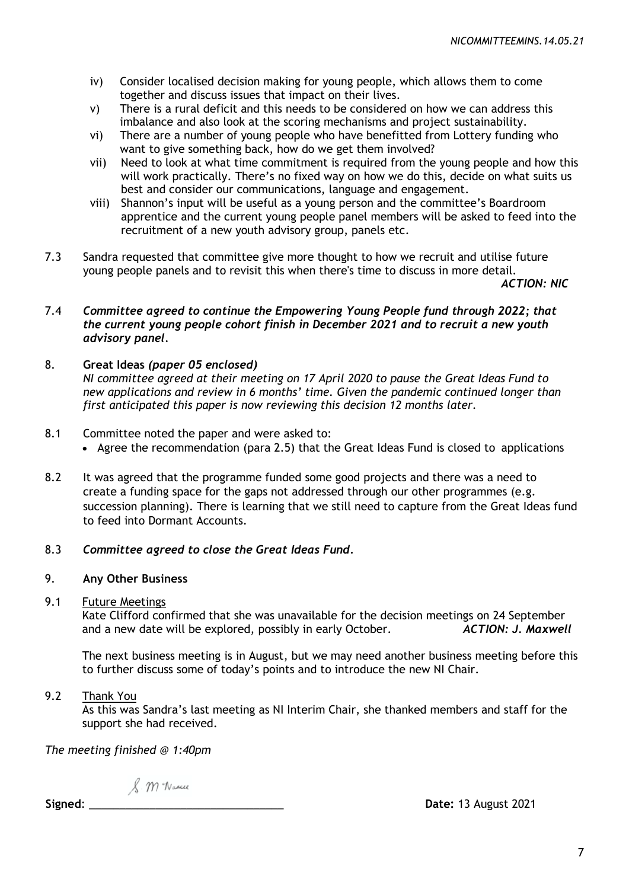- iv) Consider localised decision making for young people, which allows them to come together and discuss issues that impact on their lives.
- v) There is a rural deficit and this needs to be considered on how we can address this imbalance and also look at the scoring mechanisms and project sustainability.
- vi) There are a number of young people who have benefitted from Lottery funding who want to give something back, how do we get them involved?
- vii) Need to look at what time commitment is required from the young people and how this will work practically. There's no fixed way on how we do this, decide on what suits us best and consider our communications, language and engagement.
- viii) Shannon's input will be useful as a young person and the committee's Boardroom apprentice and the current young people panel members will be asked to feed into the recruitment of a new youth advisory group, panels etc.

7.3 Sandra requested that committee give more thought to how we recruit and utilise future young people panels and to revisit this when there's time to discuss in more detail.
***ACTION: NIC***

7.4 ***Committee agreed to continue the Empowering Young People fund through 2022; that the current young people cohort finish in December 2021 and to recruit a new youth advisory panel.***

8. **Great Ideas** ***(paper 05 enclosed)***
*NI committee agreed at their meeting on 17 April 2020 to pause the Great Ideas Fund to new applications and review in 6 months' time. Given the pandemic continued longer than first anticipated this paper is now reviewing this decision 12 months later.*

8.1 Committee noted the paper and were asked to:
- Agree the recommendation (para 2.5) that the Great Ideas Fund is closed to applications

8.2 It was agreed that the programme funded some good projects and there was a need to create a funding space for the gaps not addressed through our other programmes (e.g. succession planning). There is learning that we still need to capture from the Great Ideas fund to feed into Dormant Accounts.

8.3 ***Committee agreed to close the Great Ideas Fund.***

9. **Any Other Business**

9.1 Future Meetings
Kate Clifford confirmed that she was unavailable for the decision meetings on 24 September and a new date will be explored, possibly in early October. ***ACTION: J. Maxwell***

The next business meeting is in August, but we may need another business meeting before this to further discuss some of today's points and to introduce the new NI Chair.

9.2 Thank You
As this was Sandra's last meeting as NI Interim Chair, she thanked members and staff for the support she had received.

*The meeting finished @ 1:40pm*

**Signed**: S. M'Namee **Date:** 13 August 2021